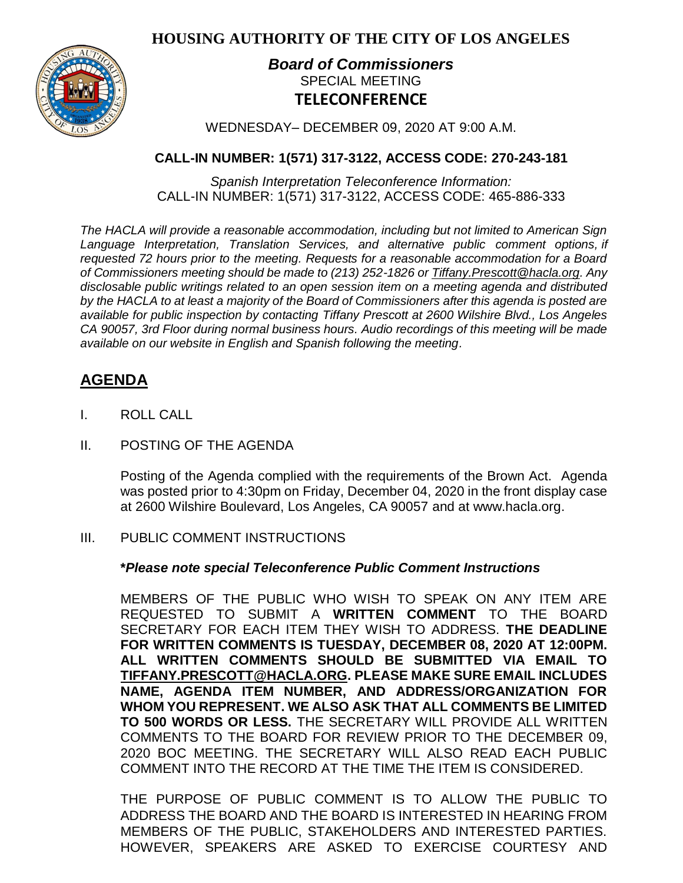# HOUSING AUTHORITY OF THE CITY OF LOS ANGELES

***Board of Commissioners***
SPECIAL MEETING
**TELECONFERENCE**

WEDNESDAY– DECEMBER 09, 2020 AT 9:00 A.M.

**CALL-IN NUMBER: 1(571) 317-3122, ACCESS CODE: 270-243-181**

*Spanish Interpretation Teleconference Information:*
CALL-IN NUMBER: 1(571) 317-3122, ACCESS CODE: 465-886-333

*The HACLA will provide a reasonable accommodation, including but not limited to American Sign Language Interpretation, Translation Services, and alternative public comment options, if requested 72 hours prior to the meeting. Requests for a reasonable accommodation for a Board of Commissioners meeting should be made to (213) 252-1826 or Tiffany.Prescott@hacla.org. Any disclosable public writings related to an open session item on a meeting agenda and distributed by the HACLA to at least a majority of the Board of Commissioners after this agenda is posted are available for public inspection by contacting Tiffany Prescott at 2600 Wilshire Blvd., Los Angeles CA 90057, 3rd Floor during normal business hours. Audio recordings of this meeting will be made available on our website in English and Spanish following the meeting.*

## AGENDA

I. ROLL CALL

II. POSTING OF THE AGENDA

Posting of the Agenda complied with the requirements of the Brown Act. Agenda was posted prior to 4:30pm on Friday, December 04, 2020 in the front display case at 2600 Wilshire Boulevard, Los Angeles, CA 90057 and at www.hacla.org.

III. PUBLIC COMMENT INSTRUCTIONS

***Please note special Teleconference Public Comment Instructions**

MEMBERS OF THE PUBLIC WHO WISH TO SPEAK ON ANY ITEM ARE REQUESTED TO SUBMIT A **WRITTEN COMMENT** TO THE BOARD SECRETARY FOR EACH ITEM THEY WISH TO ADDRESS. **THE DEADLINE FOR WRITTEN COMMENTS IS TUESDAY, DECEMBER 08, 2020 AT 12:00PM. ALL WRITTEN COMMENTS SHOULD BE SUBMITTED VIA EMAIL TO TIFFANY.PRESCOTT@HACLA.ORG. PLEASE MAKE SURE EMAIL INCLUDES NAME, AGENDA ITEM NUMBER, AND ADDRESS/ORGANIZATION FOR WHOM YOU REPRESENT. WE ALSO ASK THAT ALL COMMENTS BE LIMITED TO 500 WORDS OR LESS.** THE SECRETARY WILL PROVIDE ALL WRITTEN COMMENTS TO THE BOARD FOR REVIEW PRIOR TO THE DECEMBER 09, 2020 BOC MEETING. THE SECRETARY WILL ALSO READ EACH PUBLIC COMMENT INTO THE RECORD AT THE TIME THE ITEM IS CONSIDERED.

THE PURPOSE OF PUBLIC COMMENT IS TO ALLOW THE PUBLIC TO ADDRESS THE BOARD AND THE BOARD IS INTERESTED IN HEARING FROM MEMBERS OF THE PUBLIC, STAKEHOLDERS AND INTERESTED PARTIES. HOWEVER, SPEAKERS ARE ASKED TO EXERCISE COURTESY AND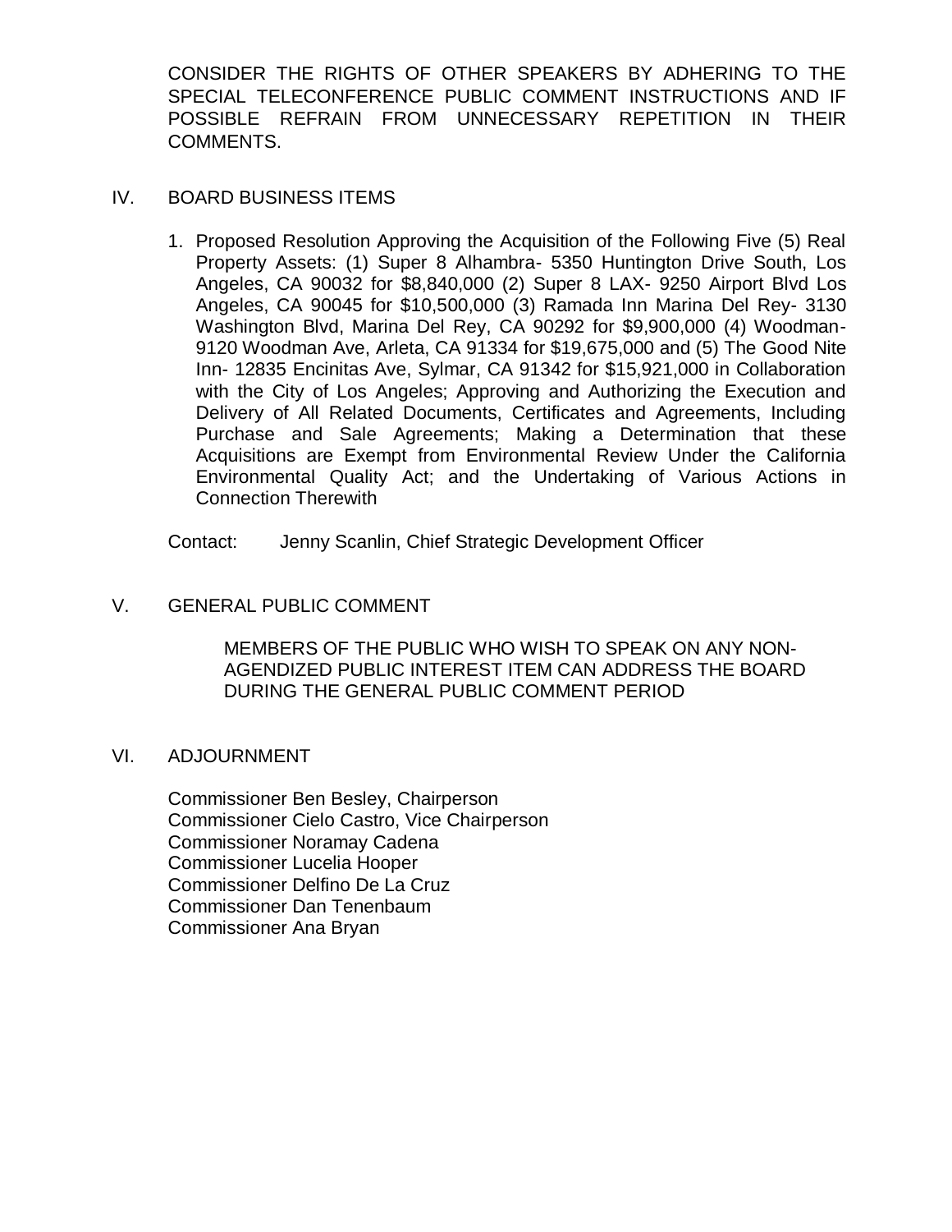CONSIDER THE RIGHTS OF OTHER SPEAKERS BY ADHERING TO THE SPECIAL TELECONFERENCE PUBLIC COMMENT INSTRUCTIONS AND IF POSSIBLE REFRAIN FROM UNNECESSARY REPETITION IN THEIR COMMENTS.

## IV. BOARD BUSINESS ITEMS

1. Proposed Resolution Approving the Acquisition of the Following Five (5) Real Property Assets: (1) Super 8 Alhambra- 5350 Huntington Drive South, Los Angeles, CA 90032 for $8,840,000 (2) Super 8 LAX- 9250 Airport Blvd Los Angeles, CA 90045 for $10,500,000 (3) Ramada Inn Marina Del Rey- 3130 Washington Blvd, Marina Del Rey, CA 90292 for $9,900,000 (4) Woodman- 9120 Woodman Ave, Arleta, CA 91334 for $19,675,000 and (5) The Good Nite Inn- 12835 Encinitas Ave, Sylmar, CA 91342 for $15,921,000 in Collaboration with the City of Los Angeles; Approving and Authorizing the Execution and Delivery of All Related Documents, Certificates and Agreements, Including Purchase and Sale Agreements; Making a Determination that these Acquisitions are Exempt from Environmental Review Under the California Environmental Quality Act; and the Undertaking of Various Actions in Connection Therewith

   Contact: Jenny Scanlin, Chief Strategic Development Officer

## V. GENERAL PUBLIC COMMENT

MEMBERS OF THE PUBLIC WHO WISH TO SPEAK ON ANY NON-AGENDIZED PUBLIC INTEREST ITEM CAN ADDRESS THE BOARD DURING THE GENERAL PUBLIC COMMENT PERIOD

## VI. ADJOURNMENT

Commissioner Ben Besley, Chairperson
Commissioner Cielo Castro, Vice Chairperson
Commissioner Noramay Cadena
Commissioner Lucelia Hooper
Commissioner Delfino De La Cruz
Commissioner Dan Tenenbaum
Commissioner Ana Bryan